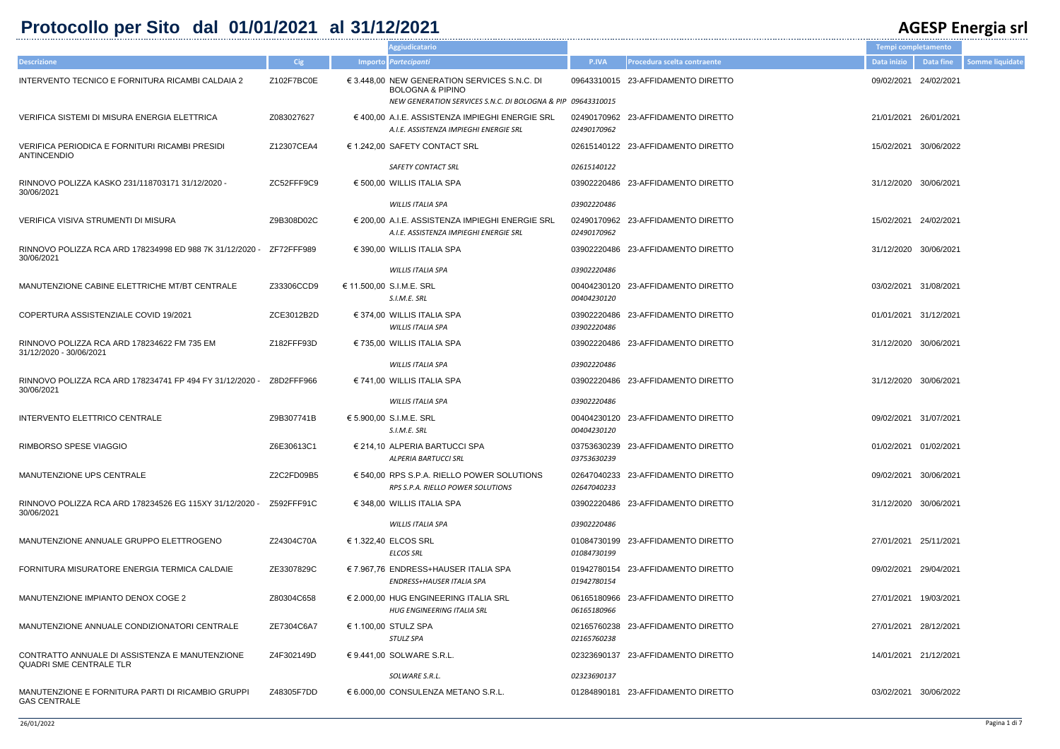# Protocollo per Sito dal 01/01/2021 al 31/12/2021

## AGESP Energia srl

| Descrizione | Cig | Importo | Aggiudicatario / *Partecipanti* | P.IVA | Procedura scelta contraente | Tempi completamento Data inizio | Data fine | Somme liquidate |
|---|---|---|---|---|---|---|---|---|
| INTERVENTO TECNICO E FORNITURA RICAMBI CALDAIA 2 | Z102F7BC0E | € 3.448,00 | NEW GENERATION SERVICES S.N.C. DI BOLOGNA & PIPINO<br>*NEW GENERATION SERVICES S.N.C. DI BOLOGNA & PIP* | 09643310015<br>*09643310015* | 23-AFFIDAMENTO DIRETTO | 09/02/2021 | 24/02/2021 | |
| VERIFICA SISTEMI DI MISURA ENERGIA ELETTRICA | Z083027627 | € 400,00 | A.I.E. ASSISTENZA IMPIEGHI ENERGIE SRL<br>*A.I.E. ASSISTENZA IMPIEGHI ENERGIE SRL* | 02490170962<br>*02490170962* | 23-AFFIDAMENTO DIRETTO | 21/01/2021 | 26/01/2021 | |
| VERIFICA PERIODICA E FORNITURI RICAMBI PRESIDI ANTINCENDIO | Z12307CEA4 | € 1.242,00 | SAFETY CONTACT SRL<br>*SAFETY CONTACT SRL* | 02615140122<br>*02615140122* | 23-AFFIDAMENTO DIRETTO | 15/02/2021 | 30/06/2022 | |
| RINNOVO POLIZZA KASKO 231/118703171 31/12/2020 - 30/06/2021 | ZC52FFF9C9 | € 500,00 | WILLIS ITALIA SPA<br>*WILLIS ITALIA SPA* | 03902220486<br>*03902220486* | 23-AFFIDAMENTO DIRETTO | 31/12/2020 | 30/06/2021 | |
| VERIFICA VISIVA STRUMENTI DI MISURA | Z9B308D02C | € 200,00 | A.I.E. ASSISTENZA IMPIEGHI ENERGIE SRL<br>*A.I.E. ASSISTENZA IMPIEGHI ENERGIE SRL* | 02490170962<br>*02490170962* | 23-AFFIDAMENTO DIRETTO | 15/02/2021 | 24/02/2021 | |
| RINNOVO POLIZZA RCA ARD 178234998 ED 988 7K 31/12/2020 - 30/06/2021 | ZF72FFF989 | € 390,00 | WILLIS ITALIA SPA<br>*WILLIS ITALIA SPA* | 03902220486<br>*03902220486* | 23-AFFIDAMENTO DIRETTO | 31/12/2020 | 30/06/2021 | |
| MANUTENZIONE CABINE ELETTRICHE MT/BT CENTRALE | Z33306CCD9 | € 11.500,00 | S.I.M.E. SRL<br>*S.I.M.E. SRL* | 00404230120<br>*00404230120* | 23-AFFIDAMENTO DIRETTO | 03/02/2021 | 31/08/2021 | |
| COPERTURA ASSISTENZIALE COVID 19/2021 | ZCE3012B2D | € 374,00 | WILLIS ITALIA SPA<br>*WILLIS ITALIA SPA* | 03902220486<br>*03902220486* | 23-AFFIDAMENTO DIRETTO | 01/01/2021 | 31/12/2021 | |
| RINNOVO POLIZZA RCA ARD 178234622 FM 735 EM 31/12/2020 - 30/06/2021 | Z182FFF93D | € 735,00 | WILLIS ITALIA SPA<br>*WILLIS ITALIA SPA* | 03902220486<br>*03902220486* | 23-AFFIDAMENTO DIRETTO | 31/12/2020 | 30/06/2021 | |
| RINNOVO POLIZZA RCA ARD 178234741 FP 494 FY 31/12/2020 - 30/06/2021 | Z8D2FFF966 | € 741,00 | WILLIS ITALIA SPA<br>*WILLIS ITALIA SPA* | 03902220486<br>*03902220486* | 23-AFFIDAMENTO DIRETTO | 31/12/2020 | 30/06/2021 | |
| INTERVENTO ELETTRICO CENTRALE | Z9B307741B | € 5.900,00 | S.I.M.E. SRL<br>*S.I.M.E. SRL* | 00404230120<br>*00404230120* | 23-AFFIDAMENTO DIRETTO | 09/02/2021 | 31/07/2021 | |
| RIMBORSO SPESE VIAGGIO | Z6E30613C1 | € 214,10 | ALPERIA BARTUCCI SPA<br>*ALPERIA BARTUCCI SRL* | 03753630239<br>*03753630239* | 23-AFFIDAMENTO DIRETTO | 01/02/2021 | 01/02/2021 | |
| MANUTENZIONE UPS CENTRALE | Z2C2FD09B5 | € 540,00 | RPS S.P.A. RIELLO POWER SOLUTIONS<br>*RPS S.P.A. RIELLO POWER SOLUTIONS* | 02647040233<br>*02647040233* | 23-AFFIDAMENTO DIRETTO | 09/02/2021 | 30/06/2021 | |
| RINNOVO POLIZZA RCA ARD 178234526 EG 115XY 31/12/2020 - 30/06/2021 | Z592FFF91C | € 348,00 | WILLIS ITALIA SPA<br>*WILLIS ITALIA SPA* | 03902220486<br>*03902220486* | 23-AFFIDAMENTO DIRETTO | 31/12/2020 | 30/06/2021 | |
| MANUTENZIONE ANNUALE GRUPPO ELETTROGENO | Z24304C70A | € 1.322,40 | ELCOS SRL<br>*ELCOS SRL* | 01084730199<br>*01084730199* | 23-AFFIDAMENTO DIRETTO | 27/01/2021 | 25/11/2021 | |
| FORNITURA MISURATORE ENERGIA TERMICA CALDAIE | ZE3307829C | € 7.967,76 | ENDRESS+HAUSER ITALIA SPA<br>*ENDRESS+HAUSER ITALIA SPA* | 01942780154<br>*01942780154* | 23-AFFIDAMENTO DIRETTO | 09/02/2021 | 29/04/2021 | |
| MANUTENZIONE IMPIANTO DENOX COGE 2 | Z80304C658 | € 2.000,00 | HUG ENGINEERING ITALIA SRL<br>*HUG ENGINEERING ITALIA SRL* | 06165180966<br>*06165180966* | 23-AFFIDAMENTO DIRETTO | 27/01/2021 | 19/03/2021 | |
| MANUTENZIONE ANNUALE CONDIZIONATORI CENTRALE | ZE7304C6A7 | € 1.100,00 | STULZ SPA<br>*STULZ SPA* | 02165760238<br>*02165760238* | 23-AFFIDAMENTO DIRETTO | 27/01/2021 | 28/12/2021 | |
| CONTRATTO ANNUALE DI ASSISTENZA E MANUTENZIONE QUADRI SME CENTRALE TLR | Z4F302149D | € 9.441,00 | SOLWARE S.R.L.<br>*SOLWARE S.R.L.* | 02323690137<br>*02323690137* | 23-AFFIDAMENTO DIRETTO | 14/01/2021 | 21/12/2021 | |
| MANUTENZIONE E FORNITURA PARTI DI RICAMBIO GRUPPI GAS CENTRALE | Z48305F7DD | € 6.000,00 | CONSULENZA METANO S.R.L. | 01284890181 | 23-AFFIDAMENTO DIRETTO | 03/02/2021 | 30/06/2022 | |

26/01/2022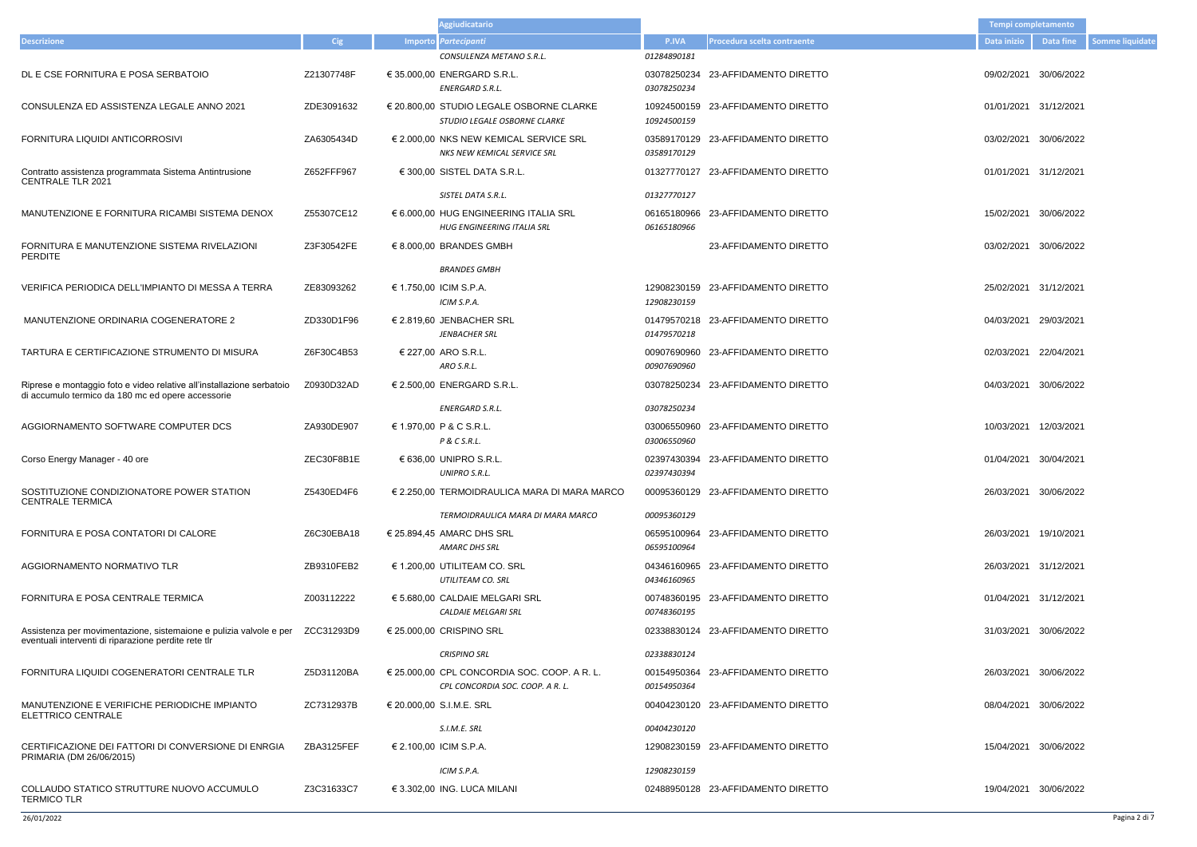| Descrizione | Cig | Importo | Aggiudicatario / Partecipanti | P.IVA | Procedura scelta contraente | Tempi completamento Data inizio | Data fine | Somme liquidate |
|---|---|---|---|---|---|---|---|---|
| | | | *CONSULENZA METANO S.R.L.* | *01284890181* | | | | |
| DL E CSE FORNITURA E POSA SERBATOIO | Z21307748F | € 35.000,00 | ENERGARD S.R.L. | 03078250234 | 23-AFFIDAMENTO DIRETTO | 09/02/2021 | 30/06/2022 | |
| | | | *ENERGARD S.R.L.* | *03078250234* | | | | |
| CONSULENZA ED ASSISTENZA LEGALE ANNO 2021 | ZDE3091632 | € 20.800,00 | STUDIO LEGALE OSBORNE CLARKE | 10924500159 | 23-AFFIDAMENTO DIRETTO | 01/01/2021 | 31/12/2021 | |
| | | | *STUDIO LEGALE OSBORNE CLARKE* | *10924500159* | | | | |
| FORNITURA LIQUIDI ANTICORROSIVI | ZA6305434D | € 2.000,00 | NKS NEW KEMICAL SERVICE SRL | 03589170129 | 23-AFFIDAMENTO DIRETTO | 03/02/2021 | 30/06/2022 | |
| | | | *NKS NEW KEMICAL SERVICE SRL* | *03589170129* | | | | |
| Contratto assistenza programmata Sistema Antintrusione CENTRALE TLR 2021 | Z652FFF967 | € 300,00 | SISTEL DATA S.R.L. | 01327770127 | 23-AFFIDAMENTO DIRETTO | 01/01/2021 | 31/12/2021 | |
| | | | *SISTEL DATA S.R.L.* | *01327770127* | | | | |
| MANUTENZIONE E FORNITURA RICAMBI SISTEMA DENOX | Z55307CE12 | € 6.000,00 | HUG ENGINEERING ITALIA SRL | 06165180966 | 23-AFFIDAMENTO DIRETTO | 15/02/2021 | 30/06/2022 | |
| | | | *HUG ENGINEERING ITALIA SRL* | *06165180966* | | | | |
| FORNITURA E MANUTENZIONE SISTEMA RIVELAZIONI PERDITE | Z3F30542FE | € 8.000,00 | BRANDES GMBH | | 23-AFFIDAMENTO DIRETTO | 03/02/2021 | 30/06/2022 | |
| | | | *BRANDES GMBH* | | | | | |
| VERIFICA PERIODICA DELL'IMPIANTO DI MESSA A TERRA | ZE83093262 | € 1.750,00 | ICIM S.P.A. | 12908230159 | 23-AFFIDAMENTO DIRETTO | 25/02/2021 | 31/12/2021 | |
| | | | *ICIM S.P.A.* | *12908230159* | | | | |
| MANUTENZIONE ORDINARIA COGENERATORE 2 | ZD330D1F96 | € 2.819,60 | JENBACHER SRL | 01479570218 | 23-AFFIDAMENTO DIRETTO | 04/03/2021 | 29/03/2021 | |
| | | | *JENBACHER SRL* | *01479570218* | | | | |
| TARTURA E CERTIFICAZIONE STRUMENTO DI MISURA | Z6F30C4B53 | € 227,00 | ARO S.R.L. | 00907690960 | 23-AFFIDAMENTO DIRETTO | 02/03/2021 | 22/04/2021 | |
| | | | *ARO S.R.L.* | *00907690960* | | | | |
| Riprese e montaggio foto e video relative all'installazione serbatoio di accumulo termico da 180 mc ed opere accessorie | Z0930D32AD | € 2.500,00 | ENERGARD S.R.L. | 03078250234 | 23-AFFIDAMENTO DIRETTO | 04/03/2021 | 30/06/2022 | |
| | | | *ENERGARD S.R.L.* | *03078250234* | | | | |
| AGGIORNAMENTO SOFTWARE COMPUTER DCS | ZA930DE907 | € 1.970,00 | P & C S.R.L. | 03006550960 | 23-AFFIDAMENTO DIRETTO | 10/03/2021 | 12/03/2021 | |
| | | | *P & C S.R.L.* | *03006550960* | | | | |
| Corso Energy Manager - 40 ore | ZEC30F8B1E | € 636,00 | UNIPRO S.R.L. | 02397430394 | 23-AFFIDAMENTO DIRETTO | 01/04/2021 | 30/04/2021 | |
| | | | *UNIPRO S.R.L.* | *02397430394* | | | | |
| SOSTITUZIONE CONDIZIONATORE POWER STATION CENTRALE TERMICA | Z5430ED4F6 | € 2.250,00 | TERMOIDRAULICA MARA DI MARA MARCO | 00095360129 | 23-AFFIDAMENTO DIRETTO | 26/03/2021 | 30/06/2022 | |
| | | | *TERMOIDRAULICA MARA DI MARA MARCO* | *00095360129* | | | | |
| FORNITURA E POSA CONTATORI DI CALORE | Z6C30EBA18 | € 25.894,45 | AMARC DHS SRL | 06595100964 | 23-AFFIDAMENTO DIRETTO | 26/03/2021 | 19/10/2021 | |
| | | | *AMARC DHS SRL* | *06595100964* | | | | |
| AGGIORNAMENTO NORMATIVO TLR | ZB9310FEB2 | € 1.200,00 | UTILITEAM CO. SRL | 04346160965 | 23-AFFIDAMENTO DIRETTO | 26/03/2021 | 31/12/2021 | |
| | | | *UTILITEAM CO. SRL* | *04346160965* | | | | |
| FORNITURA E POSA CENTRALE TERMICA | Z003112222 | € 5.680,00 | CALDAIE MELGARI SRL | 00748360195 | 23-AFFIDAMENTO DIRETTO | 01/04/2021 | 31/12/2021 | |
| | | | *CALDAIE MELGARI SRL* | *00748360195* | | | | |
| Assistenza per movimentazione, sistemaione e pulizia valvole e per eventuali interventi di riparazione perdite rete tlr | ZCC31293D9 | € 25.000,00 | CRISPINO SRL | 02338830124 | 23-AFFIDAMENTO DIRETTO | 31/03/2021 | 30/06/2022 | |
| | | | *CRISPINO SRL* | *02338830124* | | | | |
| FORNITURA LIQUIDI COGENERATORI CENTRALE TLR | Z5D31120BA | € 25.000,00 | CPL CONCORDIA SOC. COOP. A R. L. | 00154950364 | 23-AFFIDAMENTO DIRETTO | 26/03/2021 | 30/06/2022 | |
| | | | *CPL CONCORDIA SOC. COOP. A R. L.* | *00154950364* | | | | |
| MANUTENZIONE E VERIFICHE PERIODICHE IMPIANTO ELETTRICO CENTRALE | ZC7312937B | € 20.000,00 | S.I.M.E. SRL | 00404230120 | 23-AFFIDAMENTO DIRETTO | 08/04/2021 | 30/06/2022 | |
| | | | *S.I.M.E. SRL* | *00404230120* | | | | |
| CERTIFICAZIONE DEI FATTORI DI CONVERSIONE DI ENRGIA PRIMARIA (DM 26/06/2015) | ZBA3125FEF | € 2.100,00 | ICIM S.P.A. | 12908230159 | 23-AFFIDAMENTO DIRETTO | 15/04/2021 | 30/06/2022 | |
| | | | *ICIM S.P.A.* | *12908230159* | | | | |
| COLLAUDO STATICO STRUTTURE NUOVO ACCUMULO TERMICO TLR | Z3C31633C7 | € 3.302,00 | ING. LUCA MILANI | 02488950128 | 23-AFFIDAMENTO DIRETTO | 19/04/2021 | 30/06/2022 | |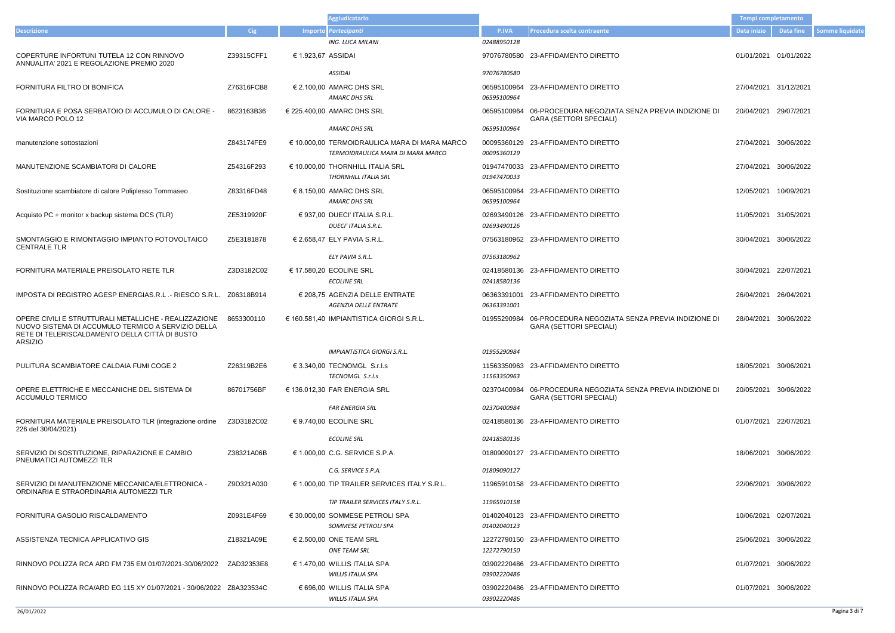| Descrizione | Cig | Importo | Aggiudicatario Partecipanti | P.IVA | Procedura scelta contraente | Tempi completamento Data inizio | Data fine | Somme liquidate |
|---|---|---|---|---|---|---|---|---|
| | | | *ING. LUCA MILANI* | *02488950128* | | | | |
| COPERTURE INFORTUNI TUTELA 12 CON RINNOVO ANNUALITA' 2021 E REGOLAZIONE PREMIO 2020 | Z39315CFF1 | € 1.923,67 | ASSIDAI *ASSIDAI* | 97076780580 *97076780580* | 23-AFFIDAMENTO DIRETTO | 01/01/2021 | 01/01/2022 | |
| FORNITURA FILTRO DI BONIFICA | Z76316FCB8 | € 2.100,00 | AMARC DHS SRL *AMARC DHS SRL* | 06595100964 *06595100964* | 23-AFFIDAMENTO DIRETTO | 27/04/2021 | 31/12/2021 | |
| FORNITURA E POSA SERBATOIO DI ACCUMULO DI CALORE - VIA MARCO POLO 12 | 8623163B36 | € 225.400,00 | AMARC DHS SRL *AMARC DHS SRL* | 06595100964 *06595100964* | 06-PROCEDURA NEGOZIATA SENZA PREVIA INDIZIONE DI GARA (SETTORI SPECIALI) | 20/04/2021 | 29/07/2021 | |
| manutenzione sottostazioni | Z843174FE9 | € 10.000,00 | TERMOIDRAULICA MARA DI MARA MARCO *TERMOIDRAULICA MARA DI MARA MARCO* | 00095360129 *00095360129* | 23-AFFIDAMENTO DIRETTO | 27/04/2021 | 30/06/2022 | |
| MANUTENZIONE SCAMBIATORI DI CALORE | Z54316F293 | € 10.000,00 | THORNHILL ITALIA SRL *THORNHILL ITALIA SRL* | 01947470033 *01947470033* | 23-AFFIDAMENTO DIRETTO | 27/04/2021 | 30/06/2022 | |
| Sostituzione scambiatore di calore Poliplesso Tommaseo | Z83316FD48 | € 8.150,00 | AMARC DHS SRL *AMARC DHS SRL* | 06595100964 *06595100964* | 23-AFFIDAMENTO DIRETTO | 12/05/2021 | 10/09/2021 | |
| Acquisto PC + monitor x backup sistema DCS (TLR) | ZE5319920F | € 937,00 | DUECI' ITALIA S.R.L. *DUECI' ITALIA S.R.L.* | 02693490126 *02693490126* | 23-AFFIDAMENTO DIRETTO | 11/05/2021 | 31/05/2021 | |
| SMONTAGGIO E RIMONTAGGIO IMPIANTO FOTOVOLTAICO CENTRALE TLR | Z5E3181878 | € 2.658,47 | ELY PAVIA S.R.L. *ELY PAVIA S.R.L.* | 07563180962 *07563180962* | 23-AFFIDAMENTO DIRETTO | 30/04/2021 | 30/06/2022 | |
| FORNITURA MATERIALE PREISOLATO RETE TLR | Z3D3182C02 | € 17.580,20 | ECOLINE SRL *ECOLINE SRL* | 02418580136 *02418580136* | 23-AFFIDAMENTO DIRETTO | 30/04/2021 | 22/07/2021 | |
| IMPOSTA DI REGISTRO AGESP ENERGIAS.R.L .- RIESCO S.R.L. | Z06318B914 | € 208,75 | AGENZIA DELLE ENTRATE *AGENZIA DELLE ENTRATE* | 06363391001 *06363391001* | 23-AFFIDAMENTO DIRETTO | 26/04/2021 | 26/04/2021 | |
| OPERE CIVILI E STRUTTURALI METALLICHE - REALIZZAZIONE NUOVO SISTEMA DI ACCUMULO TERMICO A SERVIZIO DELLA RETE DI TELERISCALDAMENTO DELLA CITTÀ DI BUSTO ARSIZIO | 8653300110 | € 160.581,40 | IMPIANTISTICA GIORGI S.R.L. *IMPIANTISTICA GIORGI S.R.L.* | 01955290984 *01955290984* | 06-PROCEDURA NEGOZIATA SENZA PREVIA INDIZIONE DI GARA (SETTORI SPECIALI) | 28/04/2021 | 30/06/2022 | |
| PULITURA SCAMBIATORE CALDAIA FUMI COGE 2 | Z26319B2E6 | € 3.340,00 | TECNOMGL S.r.l.s *TECNOMGL S.r.l.s* | 11563350963 *11563350963* | 23-AFFIDAMENTO DIRETTO | 18/05/2021 | 30/06/2021 | |
| OPERE ELETTRICHE E MECCANICHE DEL SISTEMA DI ACCUMULO TERMICO | 86701756BF | € 136.012,30 | FAR ENERGIA SRL *FAR ENERGIA SRL* | 02370400984 *02370400984* | 06-PROCEDURA NEGOZIATA SENZA PREVIA INDIZIONE DI GARA (SETTORI SPECIALI) | 20/05/2021 | 30/06/2022 | |
| FORNITURA MATERIALE PREISOLATO TLR (integrazione ordine 226 del 30/04/2021) | Z3D3182C02 | € 9.740,00 | ECOLINE SRL *ECOLINE SRL* | 02418580136 *02418580136* | 23-AFFIDAMENTO DIRETTO | 01/07/2021 | 22/07/2021 | |
| SERVIZIO DI SOSTITUZIONE, RIPARAZIONE E CAMBIO PNEUMATICI AUTOMEZZI TLR | Z38321A06B | € 1.000,00 | C.G. SERVICE S.P.A. *C.G. SERVICE S.P.A.* | 01809090127 *01809090127* | 23-AFFIDAMENTO DIRETTO | 18/06/2021 | 30/06/2022 | |
| SERVIZIO DI MANUTENZIONE MECCANICA/ELETTRONICA - ORDINARIA E STRAORDINARIA AUTOMEZZI TLR | Z9D321A030 | € 1.000,00 | TIP TRAILER SERVICES ITALY S.R.L. *TIP TRAILER SERVICES ITALY S.R.L.* | 11965910158 *11965910158* | 23-AFFIDAMENTO DIRETTO | 22/06/2021 | 30/06/2022 | |
| FORNITURA GASOLIO RISCALDAMENTO | Z0931E4F69 | € 30.000,00 | SOMMESE PETROLI SPA *SOMMESE PETROLI SPA* | 01402040123 *01402040123* | 23-AFFIDAMENTO DIRETTO | 10/06/2021 | 02/07/2021 | |
| ASSISTENZA TECNICA APPLICATIVO GIS | Z18321A09E | € 2.500,00 | ONE TEAM SRL *ONE TEAM SRL* | 12272790150 *12272790150* | 23-AFFIDAMENTO DIRETTO | 25/06/2021 | 30/06/2022 | |
| RINNOVO POLIZZA RCA ARD FM 735 EM 01/07/2021-30/06/2022 | ZAD32353E8 | € 1.470,00 | WILLIS ITALIA SPA *WILLIS ITALIA SPA* | 03902220486 *03902220486* | 23-AFFIDAMENTO DIRETTO | 01/07/2021 | 30/06/2022 | |
| RINNOVO POLIZZA RCA/ARD EG 115 XY 01/07/2021 - 30/06/2022 | Z8A323534C | € 696,00 | WILLIS ITALIA SPA *WILLIS ITALIA SPA* | 03902220486 *03902220486* | 23-AFFIDAMENTO DIRETTO | 01/07/2021 | 30/06/2022 | |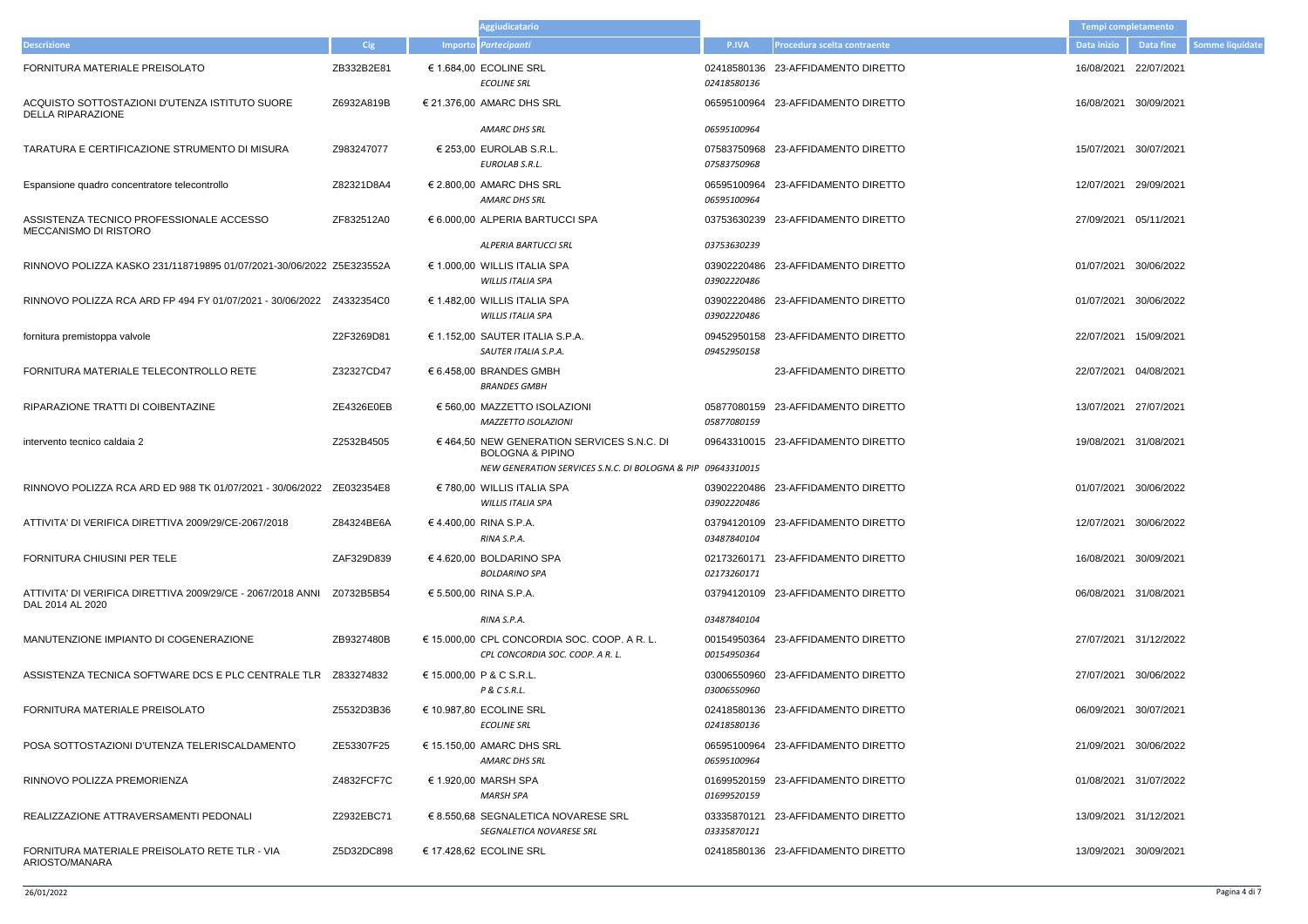| Descrizione | Cig | Importo | Aggiudicatario / Partecipanti | P.IVA | Procedura scelta contraente | Tempi completamento Data inizio | Data fine | Somme liquidate |
|---|---|---|---|---|---|---|---|---|
| FORNITURA MATERIALE PREISOLATO | ZB332B2E81 | € 1.684,00 | ECOLINE SRL<br>*ECOLINE SRL* | 02418580136<br>*02418580136* | 23-AFFIDAMENTO DIRETTO | 16/08/2021 | 22/07/2021 | |
| ACQUISTO SOTTOSTAZIONI D'UTENZA ISTITUTO SUORE DELLA RIPARAZIONE | Z6932A819B | € 21.376,00 | AMARC DHS SRL<br>*AMARC DHS SRL* | 06595100964<br>*06595100964* | 23-AFFIDAMENTO DIRETTO | 16/08/2021 | 30/09/2021 | |
| TARATURA E CERTIFICAZIONE STRUMENTO DI MISURA | Z983247077 | € 253,00 | EUROLAB S.R.L.<br>*EUROLAB S.R.L.* | 07583750968<br>*07583750968* | 23-AFFIDAMENTO DIRETTO | 15/07/2021 | 30/07/2021 | |
| Espansione quadro concentratore telecontrollo | Z82321D8A4 | € 2.800,00 | AMARC DHS SRL<br>*AMARC DHS SRL* | 06595100964<br>*06595100964* | 23-AFFIDAMENTO DIRETTO | 12/07/2021 | 29/09/2021 | |
| ASSISTENZA TECNICO PROFESSIONALE ACCESSO MECCANISMO DI RISTORO | ZF832512A0 | € 6.000,00 | ALPERIA BARTUCCI SPA<br>*ALPERIA BARTUCCI SRL* | 03753630239<br>*03753630239* | 23-AFFIDAMENTO DIRETTO | 27/09/2021 | 05/11/2021 | |
| RINNOVO POLIZZA KASKO 231/118719895 01/07/2021-30/06/2022 | Z5E323552A | € 1.000,00 | WILLIS ITALIA SPA<br>*WILLIS ITALIA SPA* | 03902220486<br>*03902220486* | 23-AFFIDAMENTO DIRETTO | 01/07/2021 | 30/06/2022 | |
| RINNOVO POLIZZA RCA ARD FP 494 FY 01/07/2021 - 30/06/2022 | Z4332354C0 | € 1.482,00 | WILLIS ITALIA SPA<br>*WILLIS ITALIA SPA* | 03902220486<br>*03902220486* | 23-AFFIDAMENTO DIRETTO | 01/07/2021 | 30/06/2022 | |
| fornitura premistoppa valvole | Z2F3269D81 | € 1.152,00 | SAUTER ITALIA S.P.A.<br>*SAUTER ITALIA S.P.A.* | 09452950158<br>*09452950158* | 23-AFFIDAMENTO DIRETTO | 22/07/2021 | 15/09/2021 | |
| FORNITURA MATERIALE TELECONTROLLO RETE | Z32327CD47 | € 6.458,00 | BRANDES GMBH<br>*BRANDES GMBH* | | 23-AFFIDAMENTO DIRETTO | 22/07/2021 | 04/08/2021 | |
| RIPARAZIONE TRATTI DI COIBENTAZINE | ZE4326E0EB | € 560,00 | MAZZETTO ISOLAZIONI<br>*MAZZETTO ISOLAZIONI* | 05877080159<br>*05877080159* | 23-AFFIDAMENTO DIRETTO | 13/07/2021 | 27/07/2021 | |
| intervento tecnico caldaia 2 | Z2532B4505 | € 464,50 | NEW GENERATION SERVICES S.N.C. DI BOLOGNA & PIPINO<br>*NEW GENERATION SERVICES S.N.C. DI BOLOGNA & PIP* | 09643310015<br>*09643310015* | 23-AFFIDAMENTO DIRETTO | 19/08/2021 | 31/08/2021 | |
| RINNOVO POLIZZA RCA ARD ED 988 TK 01/07/2021 - 30/06/2022 | ZE032354E8 | € 780,00 | WILLIS ITALIA SPA<br>*WILLIS ITALIA SPA* | 03902220486<br>*03902220486* | 23-AFFIDAMENTO DIRETTO | 01/07/2021 | 30/06/2022 | |
| ATTIVITA' DI VERIFICA DIRETTIVA 2009/29/CE-2067/2018 | Z84324BE6A | € 4.400,00 | RINA S.P.A.<br>*RINA S.P.A.* | 03794120109<br>*03487840104* | 23-AFFIDAMENTO DIRETTO | 12/07/2021 | 30/06/2022 | |
| FORNITURA CHIUSINI PER TELE | ZAF329D839 | € 4.620,00 | BOLDARINO SPA<br>*BOLDARINO SPA* | 02173260171<br>*02173260171* | 23-AFFIDAMENTO DIRETTO | 16/08/2021 | 30/09/2021 | |
| ATTIVITA' DI VERIFICA DIRETTIVA 2009/29/CE - 2067/2018 ANNI DAL 2014 AL 2020 | Z0732B5B54 | € 5.500,00 | RINA S.P.A.<br>*RINA S.P.A.* | 03794120109<br>*03487840104* | 23-AFFIDAMENTO DIRETTO | 06/08/2021 | 31/08/2021 | |
| MANUTENZIONE IMPIANTO DI COGENERAZIONE | ZB9327480B | € 15.000,00 | CPL CONCORDIA SOC. COOP. A R. L.<br>*CPL CONCORDIA SOC. COOP. A R. L.* | 00154950364<br>*00154950364* | 23-AFFIDAMENTO DIRETTO | 27/07/2021 | 31/12/2022 | |
| ASSISTENZA TECNICA SOFTWARE DCS E PLC CENTRALE TLR | Z833274832 | € 15.000,00 | P & C S.R.L.<br>*P & C S.R.L.* | 03006550960<br>*03006550960* | 23-AFFIDAMENTO DIRETTO | 27/07/2021 | 30/06/2022 | |
| FORNITURA MATERIALE PREISOLATO | Z5532D3B36 | € 10.987,80 | ECOLINE SRL<br>*ECOLINE SRL* | 02418580136<br>*02418580136* | 23-AFFIDAMENTO DIRETTO | 06/09/2021 | 30/07/2021 | |
| POSA SOTTOSTAZIONI D'UTENZA TELERISCALDAMENTO | ZE53307F25 | € 15.150,00 | AMARC DHS SRL<br>*AMARC DHS SRL* | 06595100964<br>*06595100964* | 23-AFFIDAMENTO DIRETTO | 21/09/2021 | 30/06/2022 | |
| RINNOVO POLIZZA PREMORIENZA | Z4832FCF7C | € 1.920,00 | MARSH SPA<br>*MARSH SPA* | 01699520159<br>*01699520159* | 23-AFFIDAMENTO DIRETTO | 01/08/2021 | 31/07/2022 | |
| REALIZZAZIONE ATTRAVERSAMENTI PEDONALI | Z2932EBC71 | € 8.550,68 | SEGNALETICA NOVARESE SRL<br>*SEGNALETICA NOVARESE SRL* | 03335870121<br>*03335870121* | 23-AFFIDAMENTO DIRETTO | 13/09/2021 | 31/12/2021 | |
| FORNITURA MATERIALE PREISOLATO RETE TLR - VIA ARIOSTO/MANARA | Z5D32DC898 | € 17.428,62 | ECOLINE SRL | 02418580136 | 23-AFFIDAMENTO DIRETTO | 13/09/2021 | 30/09/2021 | |

26/01/2022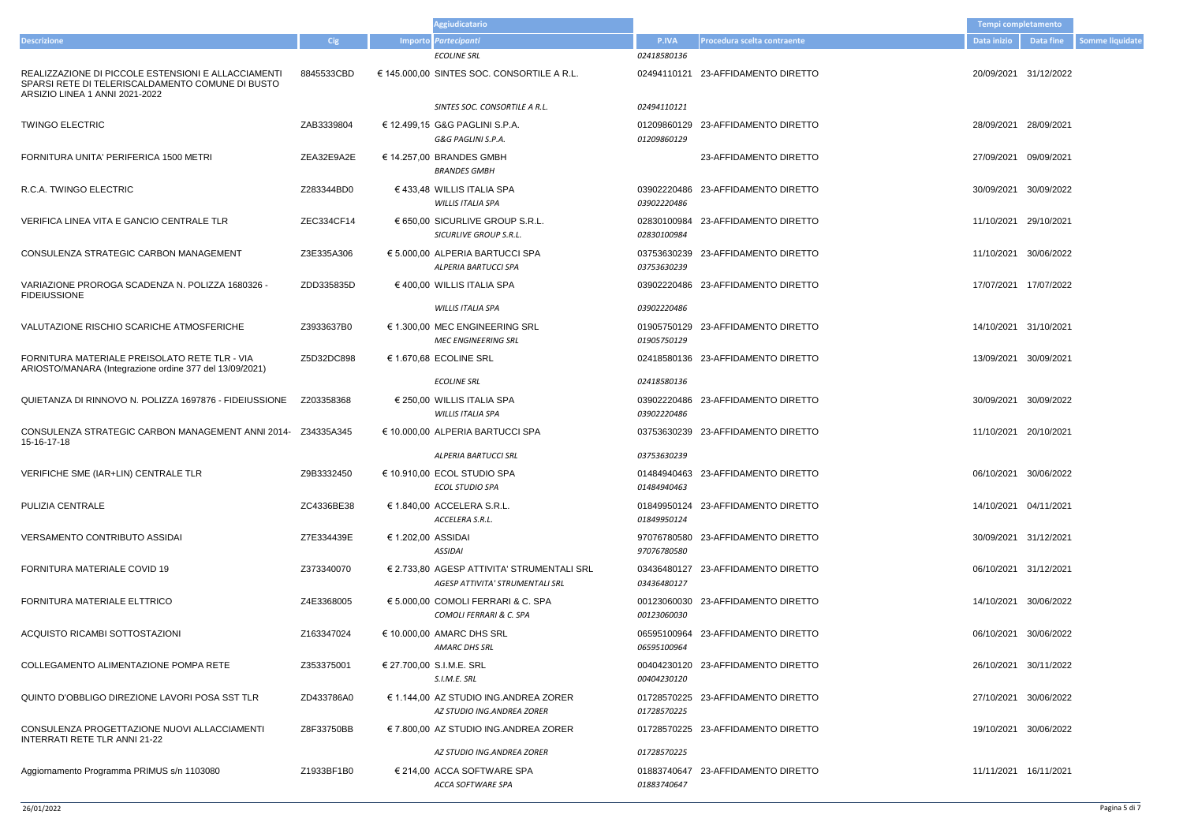| Descrizione | Cig | Importo | Aggiudicatario<br>Partecipanti | P.IVA | Procedura scelta contraente | Tempi completamento<br>Data inizio | Data fine | Somme liquidate |
|---|---|---|---|---|---|---|---|---|
| | | | *ECOLINE SRL* | *02418580136* | | | | |
| REALIZZAZIONE DI PICCOLE ESTENSIONI E ALLACCIAMENTI SPARSI RETE DI TELERISCALDAMENTO COMUNE DI BUSTO ARSIZIO LINEA 1 ANNI 2021-2022 | 8845533CBD | € 145.000,00 | SINTES SOC. CONSORTILE A R.L. | 02494110121 | 23-AFFIDAMENTO DIRETTO | 20/09/2021 | 31/12/2022 | |
| | | | *SINTES SOC. CONSORTILE A R.L.* | *02494110121* | | | | |
| TWINGO ELECTRIC | ZAB3339804 | € 12.499,15 | G&G PAGLINI S.P.A. | 01209860129 | 23-AFFIDAMENTO DIRETTO | 28/09/2021 | 28/09/2021 | |
| | | | *G&G PAGLINI S.P.A.* | *01209860129* | | | | |
| FORNITURA UNITA' PERIFERICA 1500 METRI | ZEA32E9A2E | € 14.257,00 | BRANDES GMBH | | 23-AFFIDAMENTO DIRETTO | 27/09/2021 | 09/09/2021 | |
| | | | *BRANDES GMBH* | | | | | |
| R.C.A. TWINGO ELECTRIC | Z283344BD0 | € 433,48 | WILLIS ITALIA SPA | 03902220486 | 23-AFFIDAMENTO DIRETTO | 30/09/2021 | 30/09/2022 | |
| | | | *WILLIS ITALIA SPA* | *03902220486* | | | | |
| VERIFICA LINEA VITA E GANCIO CENTRALE TLR | ZEC334CF14 | € 650,00 | SICURLIVE GROUP S.R.L. | 02830100984 | 23-AFFIDAMENTO DIRETTO | 11/10/2021 | 29/10/2021 | |
| | | | *SICURLIVE GROUP S.R.L.* | *02830100984* | | | | |
| CONSULENZA STRATEGIC CARBON MANAGEMENT | Z3E335A306 | € 5.000,00 | ALPERIA BARTUCCI SPA | 03753630239 | 23-AFFIDAMENTO DIRETTO | 11/10/2021 | 30/06/2022 | |
| | | | *ALPERIA BARTUCCI SPA* | *03753630239* | | | | |
| VARIAZIONE PROROGA SCADENZA N. POLIZZA 1680326 - FIDEIUSSIONE | ZDD335835D | € 400,00 | WILLIS ITALIA SPA | 03902220486 | 23-AFFIDAMENTO DIRETTO | 17/07/2021 | 17/07/2022 | |
| | | | *WILLIS ITALIA SPA* | *03902220486* | | | | |
| VALUTAZIONE RISCHIO SCARICHE ATMOSFERICHE | Z3933637B0 | € 1.300,00 | MEC ENGINEERING SRL | 01905750129 | 23-AFFIDAMENTO DIRETTO | 14/10/2021 | 31/10/2021 | |
| | | | *MEC ENGINEERING SRL* | *01905750129* | | | | |
| FORNITURA MATERIALE PREISOLATO RETE TLR - VIA ARIOSTO/MANARA (Integrazione ordine 377 del 13/09/2021) | Z5D32DC898 | € 1.670,68 | ECOLINE SRL | 02418580136 | 23-AFFIDAMENTO DIRETTO | 13/09/2021 | 30/09/2021 | |
| | | | *ECOLINE SRL* | *02418580136* | | | | |
| QUIETANZA DI RINNOVO N. POLIZZA 1697876 - FIDEIUSSIONE | Z203358368 | € 250,00 | WILLIS ITALIA SPA | 03902220486 | 23-AFFIDAMENTO DIRETTO | 30/09/2021 | 30/09/2022 | |
| | | | *WILLIS ITALIA SPA* | *03902220486* | | | | |
| CONSULENZA STRATEGIC CARBON MANAGEMENT ANNI 2014-15-16-17-18 | Z34335A345 | € 10.000,00 | ALPERIA BARTUCCI SPA | 03753630239 | 23-AFFIDAMENTO DIRETTO | 11/10/2021 | 20/10/2021 | |
| | | | *ALPERIA BARTUCCI SRL* | *03753630239* | | | | |
| VERIFICHE SME (IAR+LIN) CENTRALE TLR | Z9B3332450 | € 10.910,00 | ECOL STUDIO SPA | 01484940463 | 23-AFFIDAMENTO DIRETTO | 06/10/2021 | 30/06/2022 | |
| | | | *ECOL STUDIO SPA* | *01484940463* | | | | |
| PULIZIA CENTRALE | ZC4336BE38 | € 1.840,00 | ACCELERA S.R.L. | 01849950124 | 23-AFFIDAMENTO DIRETTO | 14/10/2021 | 04/11/2021 | |
| | | | *ACCELERA S.R.L.* | *01849950124* | | | | |
| VERSAMENTO CONTRIBUTO ASSIDAI | Z7E334439E | € 1.202,00 | ASSIDAI | 97076780580 | 23-AFFIDAMENTO DIRETTO | 30/09/2021 | 31/12/2021 | |
| | | | *ASSIDAI* | *97076780580* | | | | |
| FORNITURA MATERIALE COVID 19 | Z373340070 | € 2.733,80 | AGESP ATTIVITA' STRUMENTALI SRL | 03436480127 | 23-AFFIDAMENTO DIRETTO | 06/10/2021 | 31/12/2021 | |
| | | | *AGESP ATTIVITA' STRUMENTALI SRL* | *03436480127* | | | | |
| FORNITURA MATERIALE ELTTRICO | Z4E3368005 | € 5.000,00 | COMOLI FERRARI & C. SPA | 00123060030 | 23-AFFIDAMENTO DIRETTO | 14/10/2021 | 30/06/2022 | |
| | | | *COMOLI FERRARI & C. SPA* | *00123060030* | | | | |
| ACQUISTO RICAMBI SOTTOSTAZIONI | Z163347024 | € 10.000,00 | AMARC DHS SRL | 06595100964 | 23-AFFIDAMENTO DIRETTO | 06/10/2021 | 30/06/2022 | |
| | | | *AMARC DHS SRL* | *06595100964* | | | | |
| COLLEGAMENTO ALIMENTAZIONE POMPA RETE | Z353375001 | € 27.700,00 | S.I.M.E. SRL | 00404230120 | 23-AFFIDAMENTO DIRETTO | 26/10/2021 | 30/11/2022 | |
| | | | *S.I.M.E. SRL* | *00404230120* | | | | |
| QUINTO D'OBBLIGO DIREZIONE LAVORI POSA SST TLR | ZD433786A0 | € 1.144,00 | AZ STUDIO ING.ANDREA ZORER | 01728570225 | 23-AFFIDAMENTO DIRETTO | 27/10/2021 | 30/06/2022 | |
| | | | *AZ STUDIO ING.ANDREA ZORER* | *01728570225* | | | | |
| CONSULENZA PROGETTAZIONE NUOVI ALLACCIAMENTI INTERRATI RETE TLR ANNI 21-22 | Z8F33750BB | € 7.800,00 | AZ STUDIO ING.ANDREA ZORER | 01728570225 | 23-AFFIDAMENTO DIRETTO | 19/10/2021 | 30/06/2022 | |
| | | | *AZ STUDIO ING.ANDREA ZORER* | *01728570225* | | | | |
| Aggiornamento Programma PRIMUS s/n 1103080 | Z1933BF1B0 | € 214,00 | ACCA SOFTWARE SPA | 01883740647 | 23-AFFIDAMENTO DIRETTO | 11/11/2021 | 16/11/2021 | |
| | | | *ACCA SOFTWARE SPA* | *01883740647* | | | | |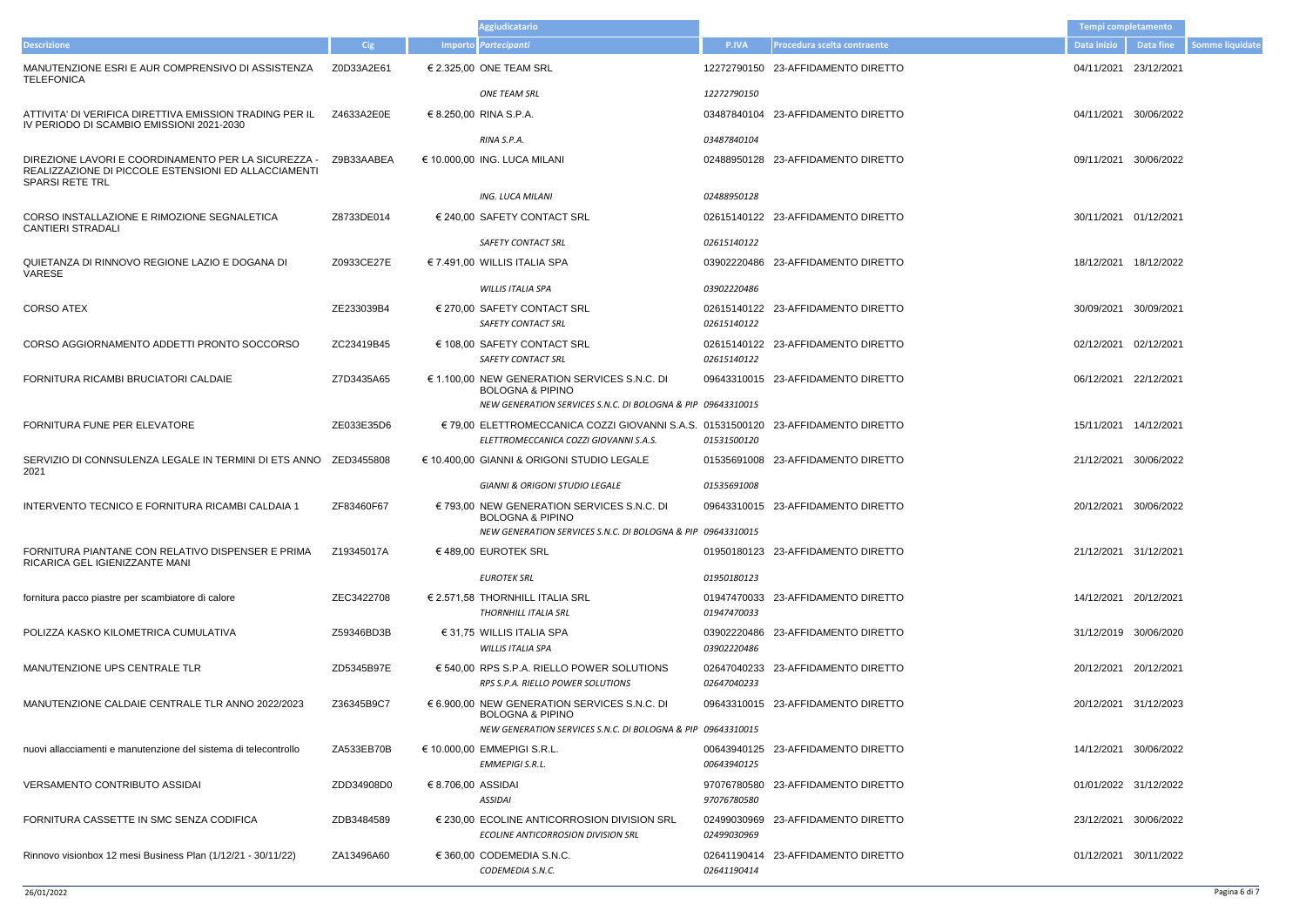| Descrizione | Cig | Importo | Aggiudicatario / Partecipanti | P.IVA | Procedura scelta contraente | Tempi completamento Data inizio | Data fine | Somme liquidate |
|---|---|---|---|---|---|---|---|---|
| MANUTENZIONE ESRI E AUR COMPRENSIVO DI ASSISTENZA TELEFONICA | Z0D33A2E61 | € 2.325,00 | ONE TEAM SRL | 12272790150 | 23-AFFIDAMENTO DIRETTO | 04/11/2021 | 23/12/2021 | |
| | | | *ONE TEAM SRL* | *12272790150* | | | | |
| ATTIVITA' DI VERIFICA DIRETTIVA EMISSION TRADING PER IL IV PERIODO DI SCAMBIO EMISSIONI 2021-2030 | Z4633A2E0E | € 8.250,00 | RINA S.P.A. | 03487840104 | 23-AFFIDAMENTO DIRETTO | 04/11/2021 | 30/06/2022 | |
| | | | *RINA S.P.A.* | *03487840104* | | | | |
| DIREZIONE LAVORI E COORDINAMENTO PER LA SICUREZZA - REALIZZAZIONE DI PICCOLE ESTENSIONI ED ALLACCIAMENTI SPARSI RETE TRL | Z9B33AABEA | € 10.000,00 | ING. LUCA MILANI | 02488950128 | 23-AFFIDAMENTO DIRETTO | 09/11/2021 | 30/06/2022 | |
| | | | *ING. LUCA MILANI* | *02488950128* | | | | |
| CORSO INSTALLAZIONE E RIMOZIONE SEGNALETICA CANTIERI STRADALI | Z8733DE014 | € 240,00 | SAFETY CONTACT SRL | 02615140122 | 23-AFFIDAMENTO DIRETTO | 30/11/2021 | 01/12/2021 | |
| | | | *SAFETY CONTACT SRL* | *02615140122* | | | | |
| QUIETANZA DI RINNOVO REGIONE LAZIO E DOGANA DI VARESE | Z0933CE27E | € 7.491,00 | WILLIS ITALIA SPA | 03902220486 | 23-AFFIDAMENTO DIRETTO | 18/12/2021 | 18/12/2022 | |
| | | | *WILLIS ITALIA SPA* | *03902220486* | | | | |
| CORSO ATEX | ZE233039B4 | € 270,00 | SAFETY CONTACT SRL | 02615140122 | 23-AFFIDAMENTO DIRETTO | 30/09/2021 | 30/09/2021 | |
| | | | *SAFETY CONTACT SRL* | *02615140122* | | | | |
| CORSO AGGIORNAMENTO ADDETTI PRONTO SOCCORSO | ZC23419B45 | € 108,00 | SAFETY CONTACT SRL | 02615140122 | 23-AFFIDAMENTO DIRETTO | 02/12/2021 | 02/12/2021 | |
| | | | *SAFETY CONTACT SRL* | *02615140122* | | | | |
| FORNITURA RICAMBI BRUCIATORI CALDAIE | Z7D3435A65 | € 1.100,00 | NEW GENERATION SERVICES S.N.C. DI BOLOGNA & PIPINO | 09643310015 | 23-AFFIDAMENTO DIRETTO | 06/12/2021 | 22/12/2021 | |
| | | | *NEW GENERATION SERVICES S.N.C. DI BOLOGNA & PIP* | *09643310015* | | | | |
| FORNITURA FUNE PER ELEVATORE | ZE033E35D6 | € 79,00 | ELETTROMECCANICA COZZI GIOVANNI S.A.S. | 01531500120 | 23-AFFIDAMENTO DIRETTO | 15/11/2021 | 14/12/2021 | |
| | | | *ELETTROMECCANICA COZZI GIOVANNI S.A.S.* | *01531500120* | | | | |
| SERVIZIO DI CONNSULENZA LEGALE IN TERMINI DI ETS ANNO 2021 | ZED3455808 | € 10.400,00 | GIANNI & ORIGONI STUDIO LEGALE | 01535691008 | 23-AFFIDAMENTO DIRETTO | 21/12/2021 | 30/06/2022 | |
| | | | *GIANNI & ORIGONI STUDIO LEGALE* | *01535691008* | | | | |
| INTERVENTO TECNICO E FORNITURA RICAMBI CALDAIA 1 | ZF83460F67 | € 793,00 | NEW GENERATION SERVICES S.N.C. DI BOLOGNA & PIPINO | 09643310015 | 23-AFFIDAMENTO DIRETTO | 20/12/2021 | 30/06/2022 | |
| | | | *NEW GENERATION SERVICES S.N.C. DI BOLOGNA & PIP* | *09643310015* | | | | |
| FORNITURA PIANTANE CON RELATIVO DISPENSER E PRIMA RICARICA GEL IGIENIZZANTE MANI | Z19345017A | € 489,00 | EUROTEK SRL | 01950180123 | 23-AFFIDAMENTO DIRETTO | 21/12/2021 | 31/12/2021 | |
| | | | *EUROTEK SRL* | *01950180123* | | | | |
| fornitura pacco piastre per scambiatore di calore | ZEC3422708 | € 2.571,58 | THORNHILL ITALIA SRL | 01947470033 | 23-AFFIDAMENTO DIRETTO | 14/12/2021 | 20/12/2021 | |
| | | | *THORNHILL ITALIA SRL* | *01947470033* | | | | |
| POLIZZA KASKO KILOMETRICA CUMULATIVA | Z59346BD3B | € 31,75 | WILLIS ITALIA SPA | 03902220486 | 23-AFFIDAMENTO DIRETTO | 31/12/2019 | 30/06/2020 | |
| | | | *WILLIS ITALIA SPA* | *03902220486* | | | | |
| MANUTENZIONE UPS CENTRALE TLR | ZD5345B97E | € 540,00 | RPS S.P.A. RIELLO POWER SOLUTIONS | 02647040233 | 23-AFFIDAMENTO DIRETTO | 20/12/2021 | 20/12/2021 | |
| | | | *RPS S.P.A. RIELLO POWER SOLUTIONS* | *02647040233* | | | | |
| MANUTENZIONE CALDAIE CENTRALE TLR ANNO 2022/2023 | Z36345B9C7 | € 6.900,00 | NEW GENERATION SERVICES S.N.C. DI BOLOGNA & PIPINO | 09643310015 | 23-AFFIDAMENTO DIRETTO | 20/12/2021 | 31/12/2023 | |
| | | | *NEW GENERATION SERVICES S.N.C. DI BOLOGNA & PIP* | *09643310015* | | | | |
| nuovi allacciamenti e manutenzione del sistema di telecontrollo | ZA533EB70B | € 10.000,00 | EMMEPIGI S.R.L. | 00643940125 | 23-AFFIDAMENTO DIRETTO | 14/12/2021 | 30/06/2022 | |
| | | | *EMMEPIGI S.R.L.* | *00643940125* | | | | |
| VERSAMENTO CONTRIBUTO ASSIDAI | ZDD34908D0 | € 8.706,00 | ASSIDAI | 97076780580 | 23-AFFIDAMENTO DIRETTO | 01/01/2022 | 31/12/2022 | |
| | | | *ASSIDAI* | *97076780580* | | | | |
| FORNITURA CASSETTE IN SMC SENZA CODIFICA | ZDB3484589 | € 230,00 | ECOLINE ANTICORROSION DIVISION SRL | 02499030969 | 23-AFFIDAMENTO DIRETTO | 23/12/2021 | 30/06/2022 | |
| | | | *ECOLINE ANTICORROSION DIVISION SRL* | *02499030969* | | | | |
| Rinnovo visionbox 12 mesi Business Plan (1/12/21 - 30/11/22) | ZA13496A60 | € 360,00 | CODEMEDIA S.N.C. | 02641190414 | 23-AFFIDAMENTO DIRETTO | 01/12/2021 | 30/11/2022 | |
| | | | *CODEMEDIA S.N.C.* | *02641190414* | | | | |

26/01/2022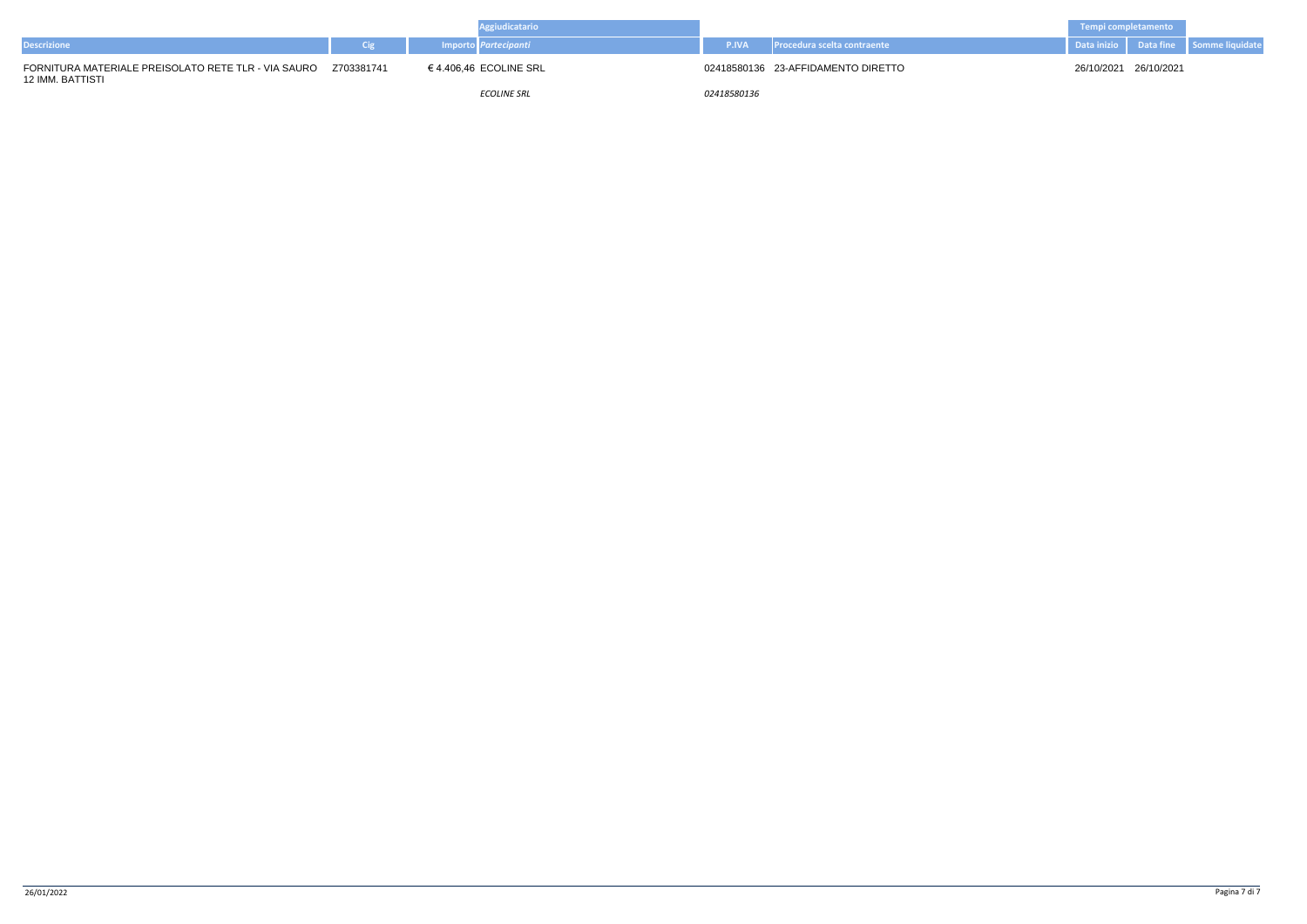| Descrizione | Cig | Importo | Aggiudicatario *Partecipanti* | P.IVA | Procedura scelta contraente | Tempi completamento Data inizio | Data fine | Somme liquidate |
|---|---|---|---|---|---|---|---|---|
| FORNITURA MATERIALE PREISOLATO RETE TLR - VIA SAURO 12 IMM. BATTISTI | Z703381741 | € 4.406,46 | ECOLINE SRL | 02418580136 | 23-AFFIDAMENTO DIRETTO | 26/10/2021 | 26/10/2021 | |
| | | | *ECOLINE SRL* | *02418580136* | | | | |